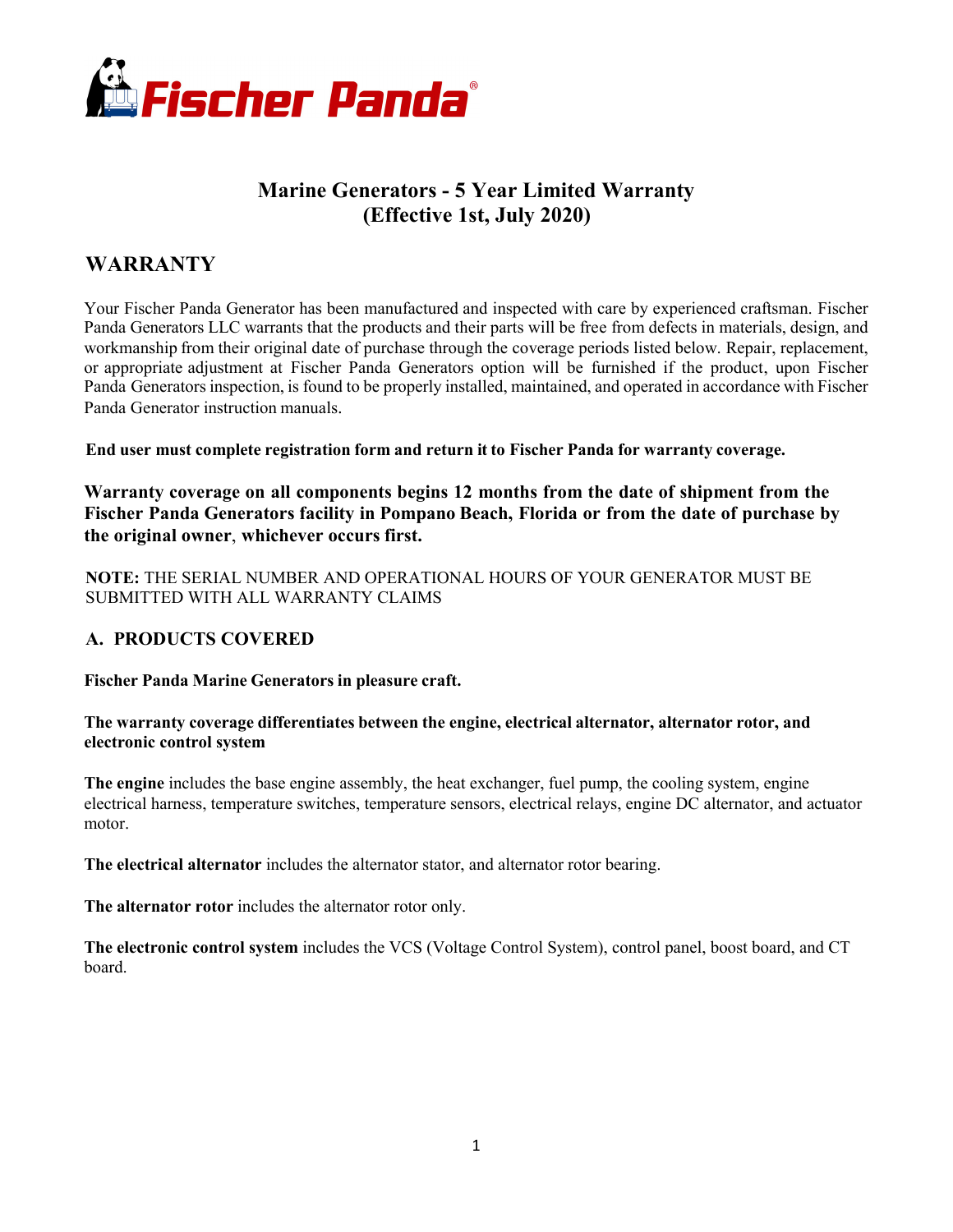# Marine Generators - 5 Year Limited Warranty (Effective 1st, July 2020)

## WARRANTY

Your Fischer Panda Generator has been manufactured and inspected with care by experienced craftsman. Fischer Panda Generators LLC warrants that the products and their parts will be free from defects in materials, design, and workmanship from their original date of purchase through the coverage periods listed below. Repair, replacement, or appropriate adjustment at Fischer Panda Generators option will be furnished if the product, upon Fischer Panda Generators inspection, is found to be properly installed, maintained, and operated in accordance with Fischer Panda Generator instruction manuals.

**End user must complete registration form and return it to Fischer Panda for warranty coverage.**

**Warranty coverage on all components begins 12 months from the date of shipment from the Fischer Panda Generators facility in Pompano Beach, Florida or from the date of purchase by the original owner, whichever occurs first.**

**NOTE:** THE SERIAL NUMBER AND OPERATIONAL HOURS OF YOUR GENERATOR MUST BE SUBMITTED WITH ALL WARRANTY CLAIMS

### A. PRODUCTS COVERED

**Fischer Panda Marine Generators in pleasure craft.**

**The warranty coverage differentiates between the engine, electrical alternator, alternator rotor, and electronic control system**

**The engine** includes the base engine assembly, the heat exchanger, fuel pump, the cooling system, engine electrical harness, temperature switches, temperature sensors, electrical relays, engine DC alternator, and actuator motor.

**The electrical alternator** includes the alternator stator, and alternator rotor bearing.

**The alternator rotor** includes the alternator rotor only.

**The electronic control system** includes the VCS (Voltage Control System), control panel, boost board, and CT board.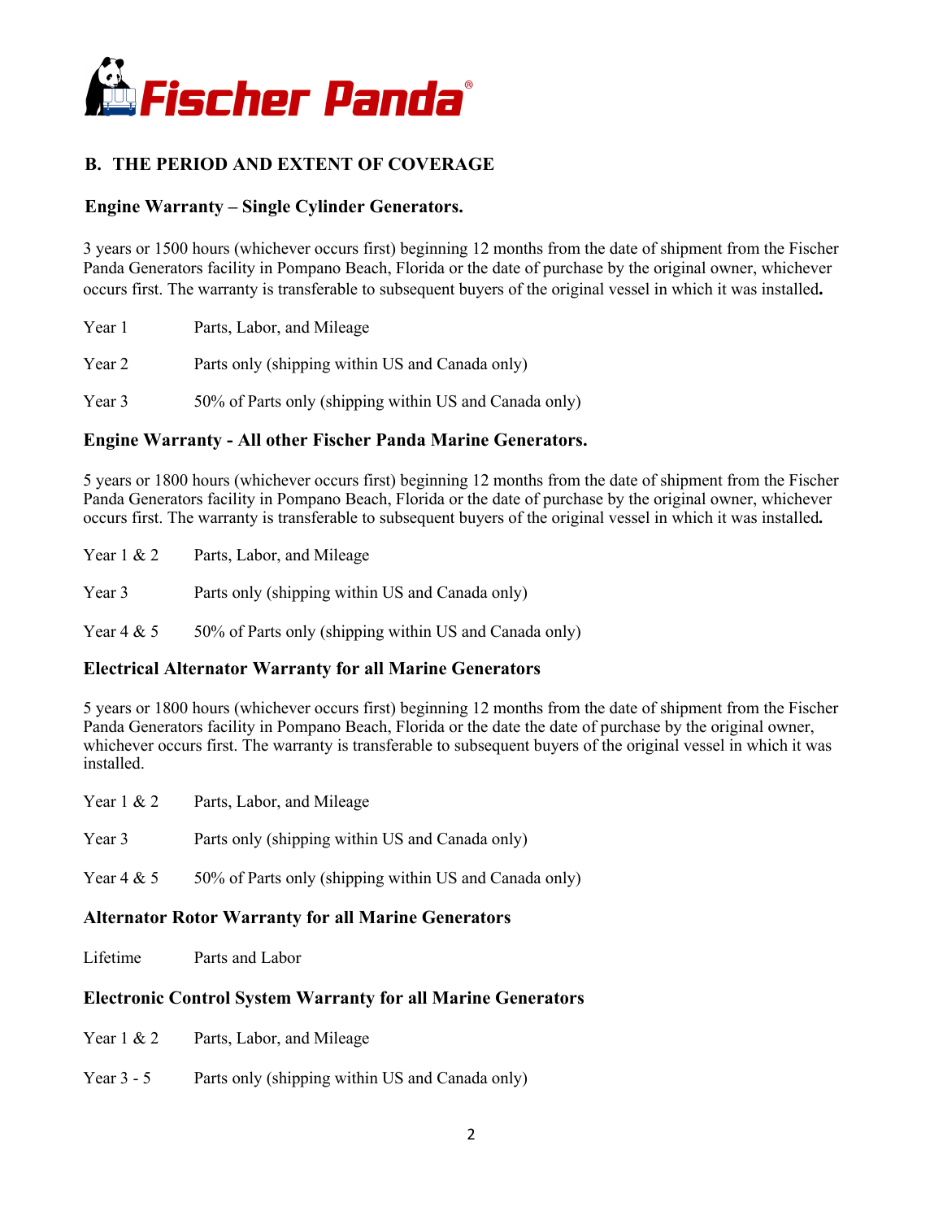## B. THE PERIOD AND EXTENT OF COVERAGE

### Engine Warranty – Single Cylinder Generators.

3 years or 1500 hours (whichever occurs first) beginning 12 months from the date of shipment from the Fischer Panda Generators facility in Pompano Beach, Florida or the date of purchase by the original owner, whichever occurs first. The warranty is transferable to subsequent buyers of the original vessel in which it was installed**.**

| | |
|---|---|
| Year 1 | Parts, Labor, and Mileage |
| Year 2 | Parts only (shipping within US and Canada only) |
| Year 3 | 50% of Parts only (shipping within US and Canada only) |

### Engine Warranty - All other Fischer Panda Marine Generators.

5 years or 1800 hours (whichever occurs first) beginning 12 months from the date of shipment from the Fischer Panda Generators facility in Pompano Beach, Florida or the date of purchase by the original owner, whichever occurs first. The warranty is transferable to subsequent buyers of the original vessel in which it was installed**.**

| | |
|---|---|
| Year 1 & 2 | Parts, Labor, and Mileage |
| Year 3 | Parts only (shipping within US and Canada only) |
| Year 4 & 5 | 50% of Parts only (shipping within US and Canada only) |

### Electrical Alternator Warranty for all Marine Generators

5 years or 1800 hours (whichever occurs first) beginning 12 months from the date of shipment from the Fischer Panda Generators facility in Pompano Beach, Florida or the date the date of purchase by the original owner, whichever occurs first. The warranty is transferable to subsequent buyers of the original vessel in which it was installed.

| | |
|---|---|
| Year 1 & 2 | Parts, Labor, and Mileage |
| Year 3 | Parts only (shipping within US and Canada only) |
| Year 4 & 5 | 50% of Parts only (shipping within US and Canada only) |

### Alternator Rotor Warranty for all Marine Generators

| | |
|---|---|
| Lifetime | Parts and Labor |

### Electronic Control System Warranty for all Marine Generators

| | |
|---|---|
| Year 1 & 2 | Parts, Labor, and Mileage |
| Year 3 - 5 | Parts only (shipping within US and Canada only) |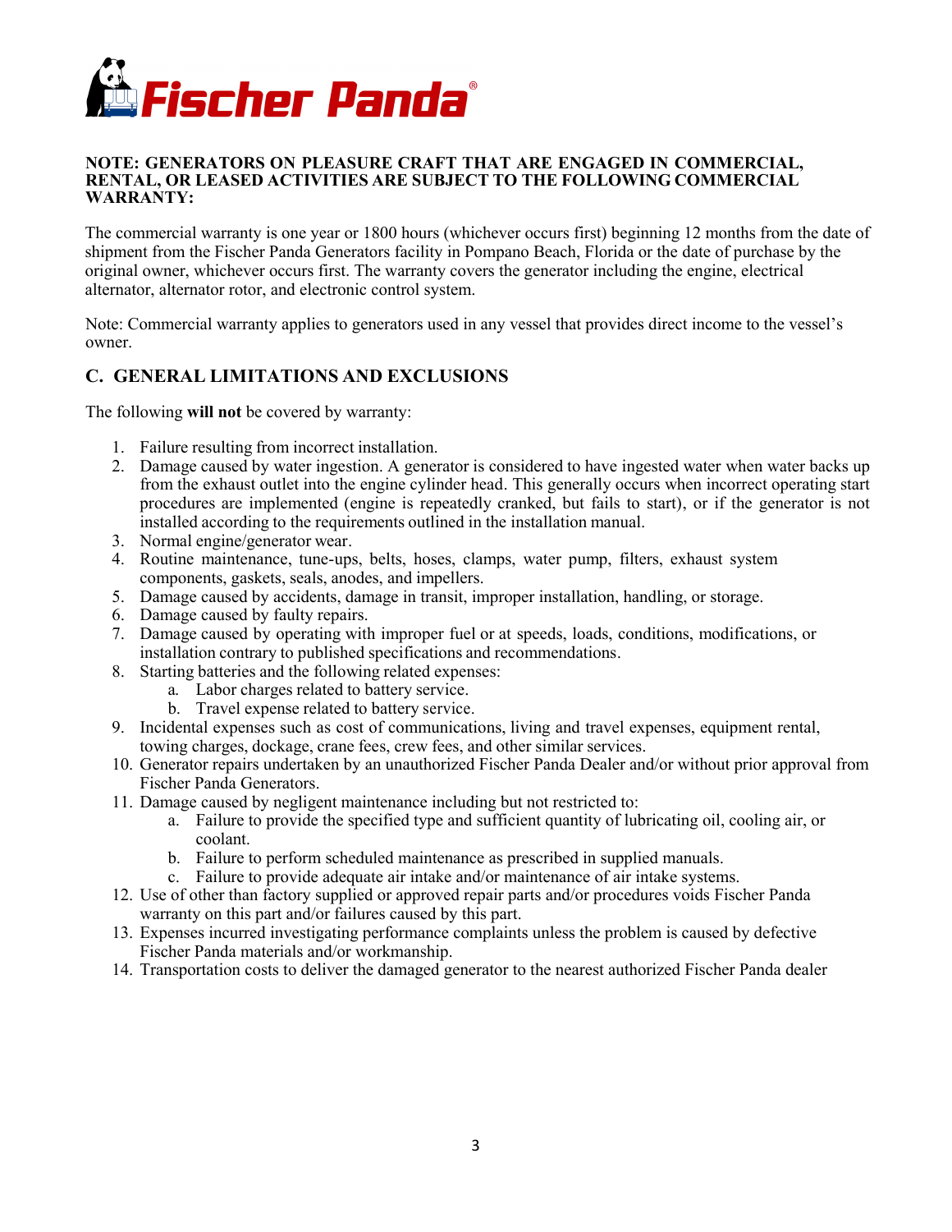**NOTE: GENERATORS ON PLEASURE CRAFT THAT ARE ENGAGED IN COMMERCIAL, RENTAL, OR LEASED ACTIVITIES ARE SUBJECT TO THE FOLLOWING COMMERCIAL WARRANTY:**

The commercial warranty is one year or 1800 hours (whichever occurs first) beginning 12 months from the date of shipment from the Fischer Panda Generators facility in Pompano Beach, Florida or the date of purchase by the original owner, whichever occurs first. The warranty covers the generator including the engine, electrical alternator, alternator rotor, and electronic control system.

Note: Commercial warranty applies to generators used in any vessel that provides direct income to the vessel's owner.

## C. GENERAL LIMITATIONS AND EXCLUSIONS

The following **will not** be covered by warranty:

1. Failure resulting from incorrect installation.
2. Damage caused by water ingestion. A generator is considered to have ingested water when water backs up from the exhaust outlet into the engine cylinder head. This generally occurs when incorrect operating start procedures are implemented (engine is repeatedly cranked, but fails to start), or if the generator is not installed according to the requirements outlined in the installation manual.
3. Normal engine/generator wear.
4. Routine maintenance, tune-ups, belts, hoses, clamps, water pump, filters, exhaust system components, gaskets, seals, anodes, and impellers.
5. Damage caused by accidents, damage in transit, improper installation, handling, or storage.
6. Damage caused by faulty repairs.
7. Damage caused by operating with improper fuel or at speeds, loads, conditions, modifications, or installation contrary to published specifications and recommendations.
8. Starting batteries and the following related expenses:
   a. Labor charges related to battery service.
   b. Travel expense related to battery service.
9. Incidental expenses such as cost of communications, living and travel expenses, equipment rental, towing charges, dockage, crane fees, crew fees, and other similar services.
10. Generator repairs undertaken by an unauthorized Fischer Panda Dealer and/or without prior approval from Fischer Panda Generators.
11. Damage caused by negligent maintenance including but not restricted to:
    a. Failure to provide the specified type and sufficient quantity of lubricating oil, cooling air, or coolant.
    b. Failure to perform scheduled maintenance as prescribed in supplied manuals.
    c. Failure to provide adequate air intake and/or maintenance of air intake systems.
12. Use of other than factory supplied or approved repair parts and/or procedures voids Fischer Panda warranty on this part and/or failures caused by this part.
13. Expenses incurred investigating performance complaints unless the problem is caused by defective Fischer Panda materials and/or workmanship.
14. Transportation costs to deliver the damaged generator to the nearest authorized Fischer Panda dealer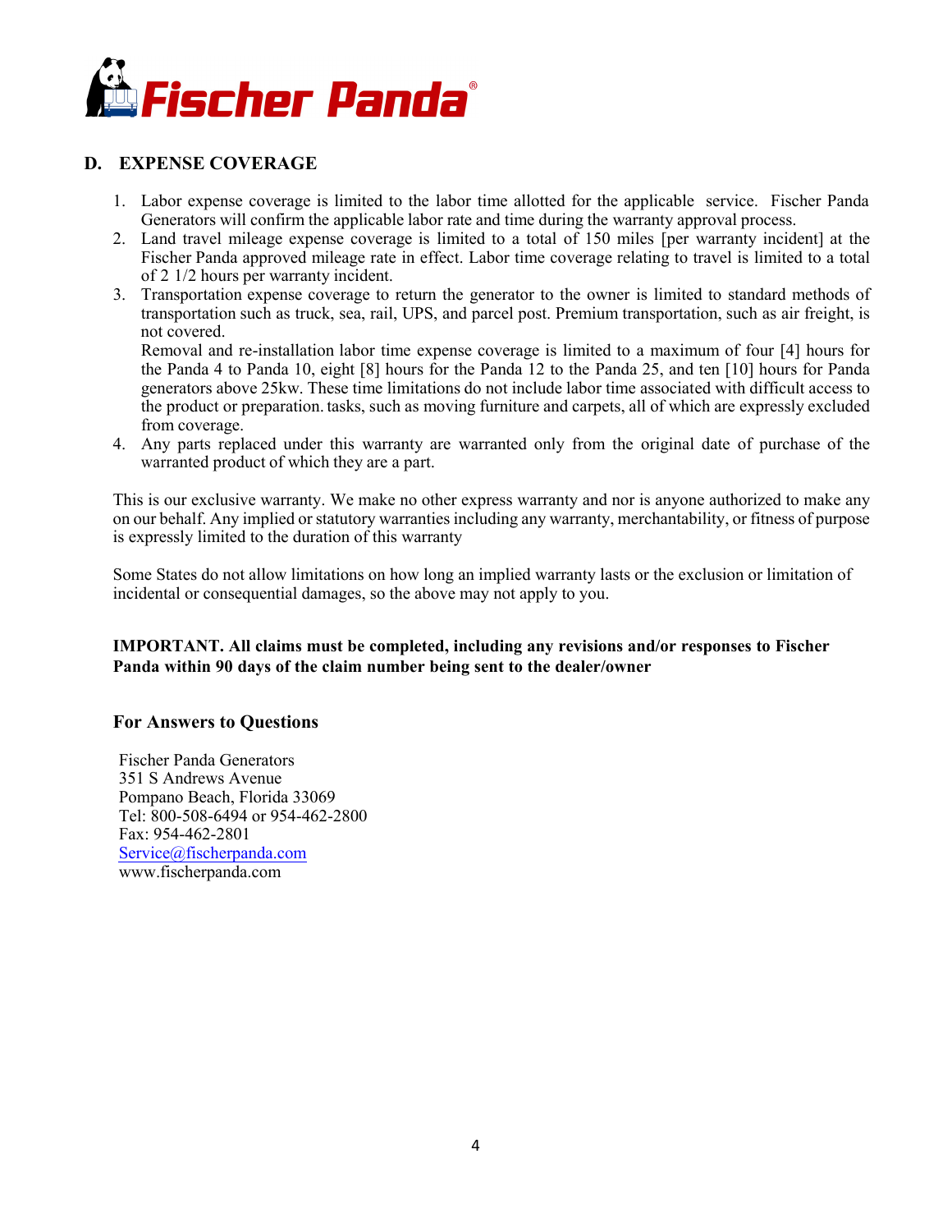## D. EXPENSE COVERAGE

1. Labor expense coverage is limited to the labor time allotted for the applicable service. Fischer Panda Generators will confirm the applicable labor rate and time during the warranty approval process.
2. Land travel mileage expense coverage is limited to a total of 150 miles [per warranty incident] at the Fischer Panda approved mileage rate in effect. Labor time coverage relating to travel is limited to a total of 2 1/2 hours per warranty incident.
3. Transportation expense coverage to return the generator to the owner is limited to standard methods of transportation such as truck, sea, rail, UPS, and parcel post. Premium transportation, such as air freight, is not covered.
   Removal and re-installation labor time expense coverage is limited to a maximum of four [4] hours for the Panda 4 to Panda 10, eight [8] hours for the Panda 12 to the Panda 25, and ten [10] hours for Panda generators above 25kw. These time limitations do not include labor time associated with difficult access to the product or preparation. tasks, such as moving furniture and carpets, all of which are expressly excluded from coverage.
4. Any parts replaced under this warranty are warranted only from the original date of purchase of the warranted product of which they are a part.

This is our exclusive warranty. We make no other express warranty and nor is anyone authorized to make any on our behalf. Any implied or statutory warranties including any warranty, merchantability, or fitness of purpose is expressly limited to the duration of this warranty

Some States do not allow limitations on how long an implied warranty lasts or the exclusion or limitation of incidental or consequential damages, so the above may not apply to you.

**IMPORTANT. All claims must be completed, including any revisions and/or responses to Fischer Panda within 90 days of the claim number being sent to the dealer/owner**

### For Answers to Questions

Fischer Panda Generators
351 S Andrews Avenue
Pompano Beach, Florida 33069
Tel: 800-508-6494 or 954-462-2800
Fax: 954-462-2801
Service@fischerpanda.com
www.fischerpanda.com